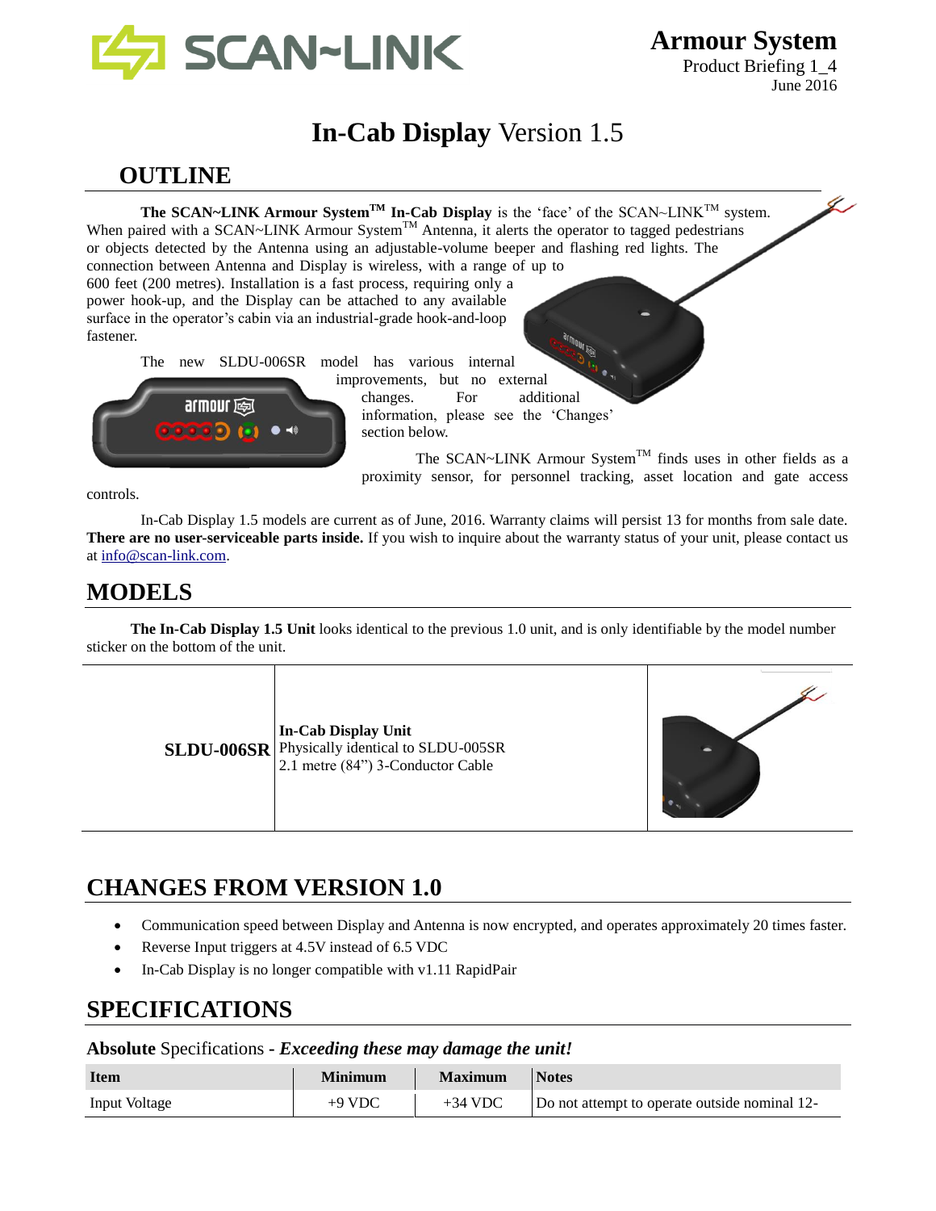**Armour System**
Product Briefing 1_4
June 2016

# **In-Cab Display** Version 1.5

## OUTLINE

**The SCAN~LINK Armour System™ In-Cab Display** is the 'face' of the SCAN~LINK™ system. When paired with a SCAN~LINK Armour System™ Antenna, it alerts the operator to tagged pedestrians or objects detected by the Antenna using an adjustable-volume beeper and flashing red lights. The connection between Antenna and Display is wireless, with a range of up to 600 feet (200 metres). Installation is a fast process, requiring only a power hook-up, and the Display can be attached to any available surface in the operator's cabin via an industrial-grade hook-and-loop fastener.

The new SLDU-006SR model has various internal improvements, but no external changes. For additional information, please see the 'Changes' section below.

The SCAN~LINK Armour System™ finds uses in other fields as a proximity sensor, for personnel tracking, asset location and gate access controls.

In-Cab Display 1.5 models are current as of June, 2016. Warranty claims will persist 13 for months from sale date. **There are no user-serviceable parts inside.** If you wish to inquire about the warranty status of your unit, please contact us at info@scan-link.com.

## MODELS

**The In-Cab Display 1.5 Unit** looks identical to the previous 1.0 unit, and is only identifiable by the model number sticker on the bottom of the unit.

| | | |
|---|---|---|
| **SLDU-006SR** | **In-Cab Display Unit**<br>Physically identical to SLDU-005SR<br>2.1 metre (84") 3-Conductor Cable | |

## CHANGES FROM VERSION 1.0

- Communication speed between Display and Antenna is now encrypted, and operates approximately 20 times faster.
- Reverse Input triggers at 4.5V instead of 6.5 VDC
- In-Cab Display is no longer compatible with v1.11 RapidPair

## SPECIFICATIONS

**Absolute** Specifications - ***Exceeding these may damage the unit!***

| Item | Minimum | Maximum | Notes |
|---|---|---|---|
| Input Voltage | +9 VDC | +34 VDC | Do not attempt to operate outside nominal 12- |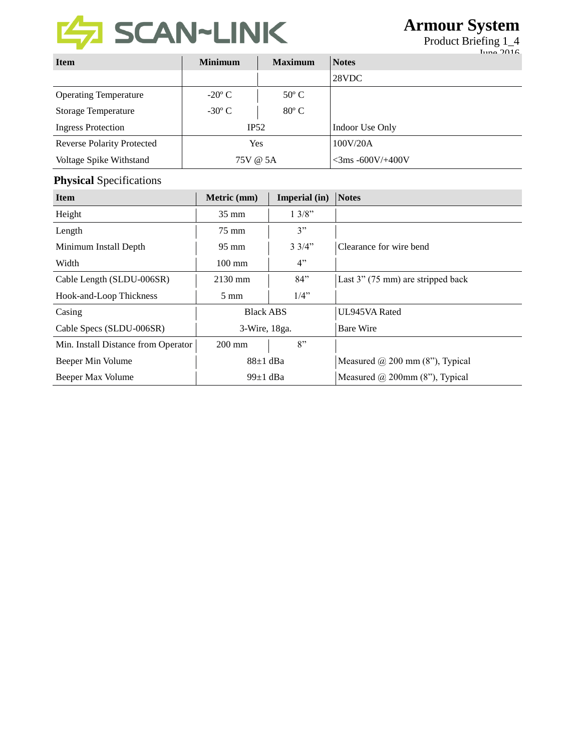| Item | Minimum | Maximum | Notes |
|---|---|---|---|
| | | | 28VDC |
| Operating Temperature | -20º C | 50º C | |
| Storage Temperature | -30º C | 80º C | |
| Ingress Protection | IP52 | | Indoor Use Only |
| Reverse Polarity Protected | Yes | | 100V/20A |
| Voltage Spike Withstand | 75V @ 5A | | <3ms -600V/+400V |

**Physical** Specifications

| Item | Metric (mm) | Imperial (in) | Notes |
|---|---|---|---|
| Height | 35 mm | 1 3/8” | |
| Length | 75 mm | 3” | |
| Minimum Install Depth | 95 mm | 3 3/4” | Clearance for wire bend |
| Width | 100 mm | 4” | |
| Cable Length (SLDU-006SR) | 2130 mm | 84” | Last 3” (75 mm) are stripped back |
| Hook-and-Loop Thickness | 5 mm | 1/4” | |
| Casing | Black ABS | | UL945VA Rated |
| Cable Specs (SLDU-006SR) | 3-Wire, 18ga. | | Bare Wire |
| Min. Install Distance from Operator | 200 mm | 8” | |
| Beeper Min Volume | 88±1 dBa | | Measured @ 200 mm (8”), Typical |
| Beeper Max Volume | 99±1 dBa | | Measured @ 200mm (8”), Typical |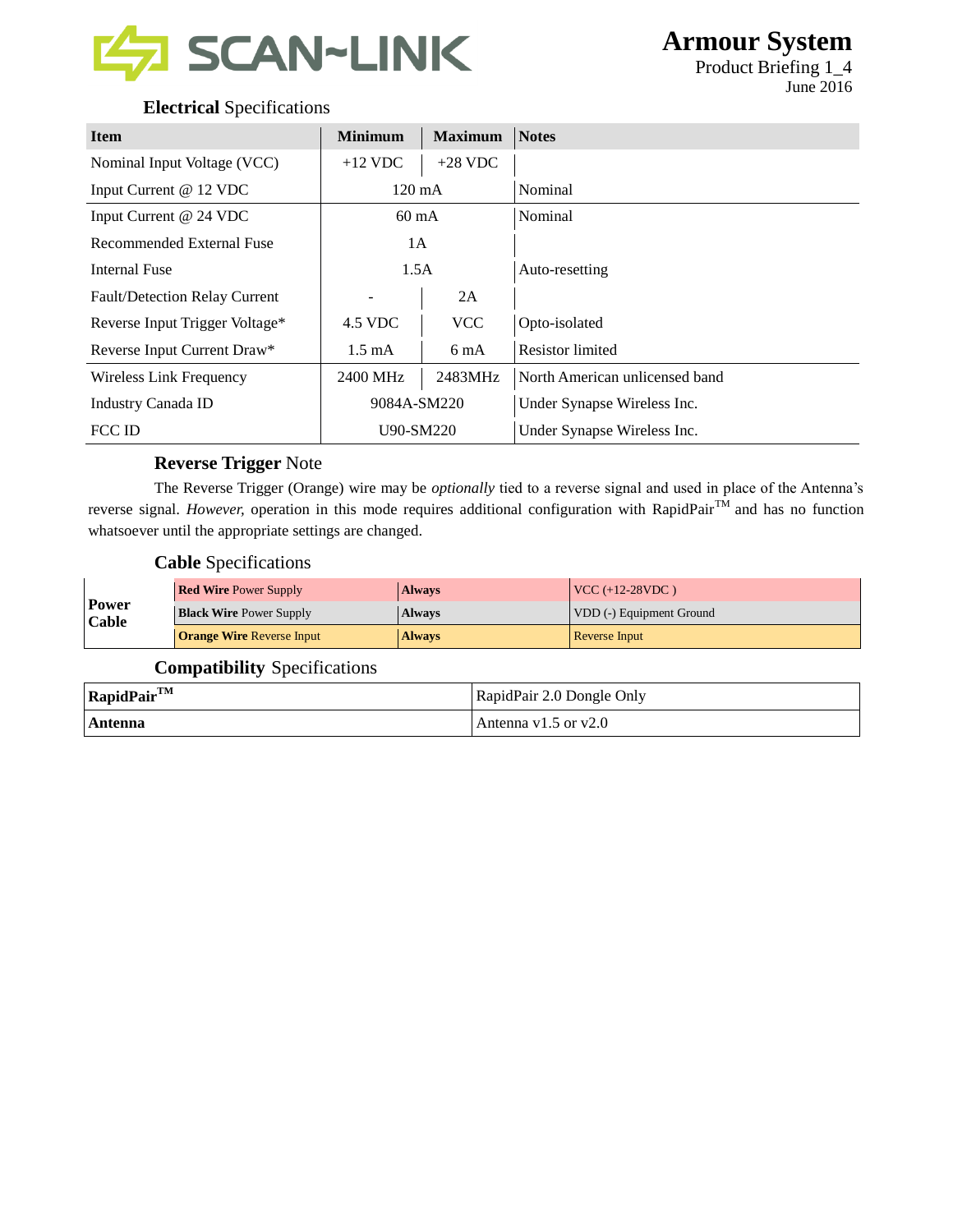**Armour System**
Product Briefing 1_4
June 2016

## **Electrical** Specifications

| Item | Minimum | Maximum | Notes |
|---|---|---|---|
| Nominal Input Voltage (VCC) | +12 VDC | +28 VDC | |
| Input Current @ 12 VDC | 120 mA | | Nominal |
| Input Current @ 24 VDC | 60 mA | | Nominal |
| Recommended External Fuse | 1A | | |
| Internal Fuse | 1.5A | | Auto-resetting |
| Fault/Detection Relay Current | - | 2A | |
| Reverse Input Trigger Voltage* | 4.5 VDC | VCC | Opto-isolated |
| Reverse Input Current Draw* | 1.5 mA | 6 mA | Resistor limited |
| Wireless Link Frequency | 2400 MHz | 2483MHz | North American unlicensed band |
| Industry Canada ID | 9084A-SM220 | | Under Synapse Wireless Inc. |
| FCC ID | U90-SM220 | | Under Synapse Wireless Inc. |

## **Reverse Trigger** Note

The Reverse Trigger (Orange) wire may be *optionally* tied to a reverse signal and used in place of the Antenna's reverse signal. *However,* operation in this mode requires additional configuration with RapidPair™ and has no function whatsoever until the appropriate settings are changed.

## **Cable** Specifications

| | | | |
|---|---|---|---|
| **Power Cable** | **Red Wire** Power Supply | **Always** | VCC (+12-28VDC ) |
| | **Black Wire** Power Supply | **Always** | VDD (-) Equipment Ground |
| | **Orange Wire** Reverse Input | **Always** | Reverse Input |

## **Compatibility** Specifications

| | |
|---|---|
| **RapidPair™** | RapidPair 2.0 Dongle Only |
| **Antenna** | Antenna v1.5 or v2.0 |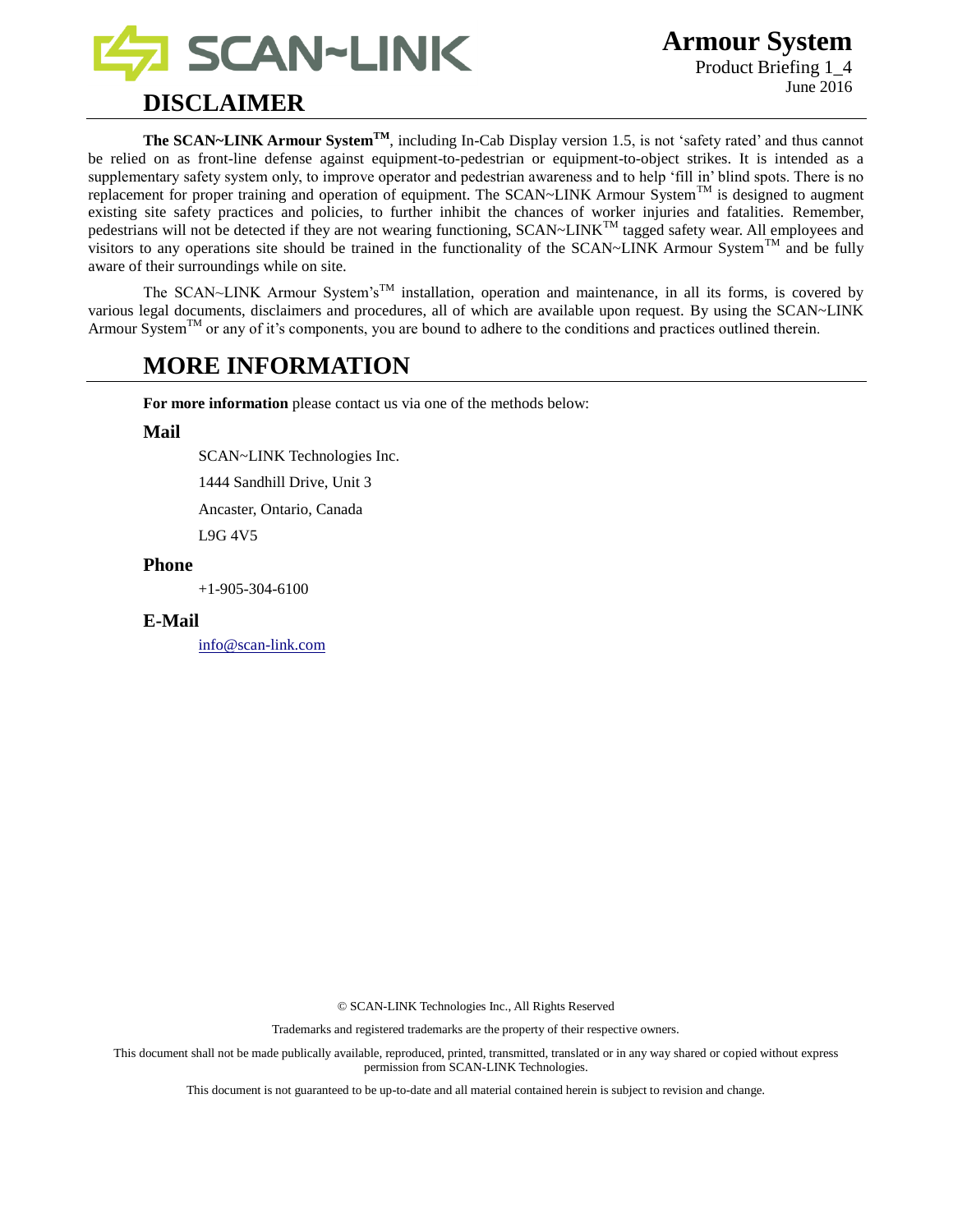# DISCLAIMER

**The SCAN~LINK Armour System™**, including In-Cab Display version 1.5, is not 'safety rated' and thus cannot be relied on as front-line defense against equipment-to-pedestrian or equipment-to-object strikes. It is intended as a supplementary safety system only, to improve operator and pedestrian awareness and to help 'fill in' blind spots. There is no replacement for proper training and operation of equipment. The SCAN~LINK Armour System™ is designed to augment existing site safety practices and policies, to further inhibit the chances of worker injuries and fatalities. Remember, pedestrians will not be detected if they are not wearing functioning, SCAN~LINK™ tagged safety wear. All employees and visitors to any operations site should be trained in the functionality of the SCAN~LINK Armour System™ and be fully aware of their surroundings while on site.

The SCAN~LINK Armour System's™ installation, operation and maintenance, in all its forms, is covered by various legal documents, disclaimers and procedures, all of which are available upon request. By using the SCAN~LINK Armour System™ or any of it's components, you are bound to adhere to the conditions and practices outlined therein.

# MORE INFORMATION

**For more information** please contact us via one of the methods below:

### Mail

SCAN~LINK Technologies Inc.

1444 Sandhill Drive, Unit 3

Ancaster, Ontario, Canada

L9G 4V5

### Phone

+1-905-304-6100

### E-Mail

info@scan-link.com

© SCAN-LINK Technologies Inc., All Rights Reserved

Trademarks and registered trademarks are the property of their respective owners.

This document shall not be made publically available, reproduced, printed, transmitted, translated or in any way shared or copied without express permission from SCAN-LINK Technologies.

This document is not guaranteed to be up-to-date and all material contained herein is subject to revision and change.